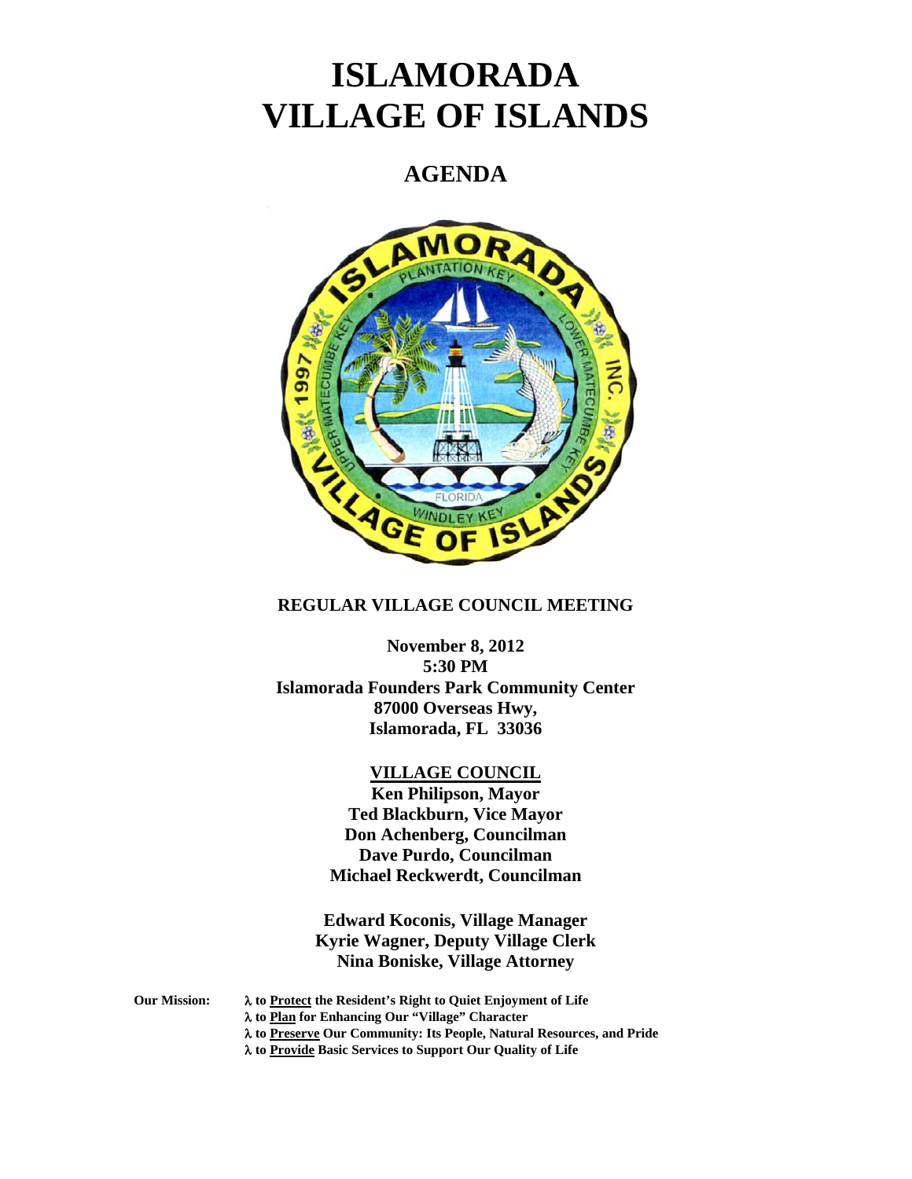# ISLAMORADA VILLAGE OF ISLANDS

## AGENDA

**REGULAR VILLAGE COUNCIL MEETING**

**November 8, 2012**
**5:30 PM**
**Islamorada Founders Park Community Center**
**87000 Overseas Hwy,**
**Islamorada, FL 33036**

**VILLAGE COUNCIL**

**Ken Philipson, Mayor**
**Ted Blackburn, Vice Mayor**
**Don Achenberg, Councilman**
**Dave Purdo, Councilman**
**Michael Reckwerdt, Councilman**

**Edward Koconis, Village Manager**
**Kyrie Wagner, Deputy Village Clerk**
**Nina Boniske, Village Attorney**

**Our Mission:**
- **λ to Protect the Resident's Right to Quiet Enjoyment of Life**
- **λ to Plan for Enhancing Our "Village" Character**
- **λ to Preserve Our Community: Its People, Natural Resources, and Pride**
- **λ to Provide Basic Services to Support Our Quality of Life**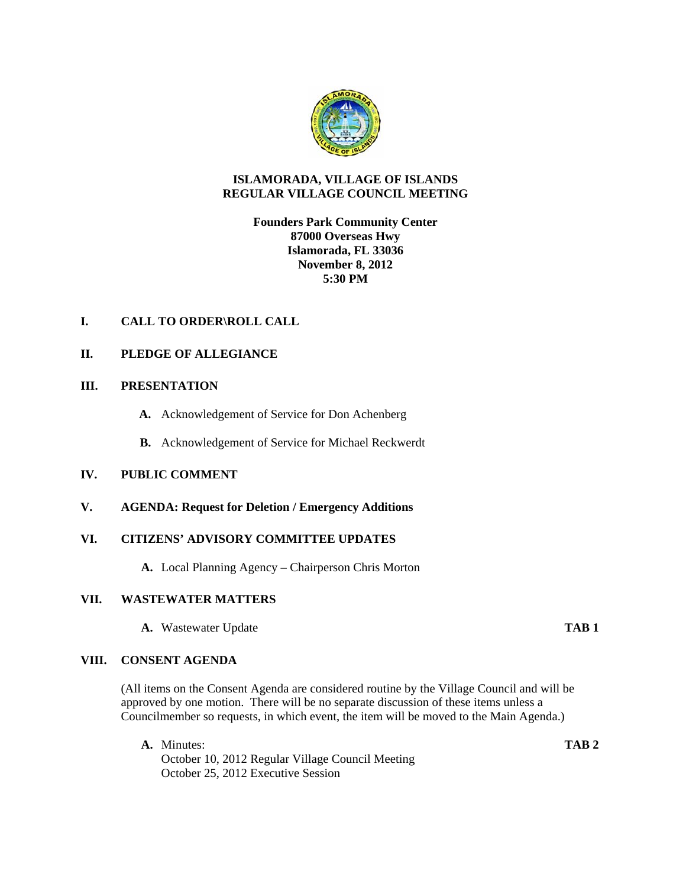**ISLAMORADA, VILLAGE OF ISLANDS**
**REGULAR VILLAGE COUNCIL MEETING**

**Founders Park Community Center**
**87000 Overseas Hwy**
**Islamorada, FL 33036**
**November 8, 2012**
**5:30 PM**

**I. CALL TO ORDER\ROLL CALL**

**II. PLEDGE OF ALLEGIANCE**

**III. PRESENTATION**

**A.** Acknowledgement of Service for Don Achenberg

**B.** Acknowledgement of Service for Michael Reckwerdt

**IV. PUBLIC COMMENT**

**V. AGENDA: Request for Deletion / Emergency Additions**

**VI. CITIZENS' ADVISORY COMMITTEE UPDATES**

**A.** Local Planning Agency – Chairperson Chris Morton

**VII. WASTEWATER MATTERS**

**A.** Wastewater Update **TAB 1**

**VIII. CONSENT AGENDA**

(All items on the Consent Agenda are considered routine by the Village Council and will be approved by one motion. There will be no separate discussion of these items unless a Councilmember so requests, in which event, the item will be moved to the Main Agenda.)

**A.** Minutes: **TAB 2**
October 10, 2012 Regular Village Council Meeting
October 25, 2012 Executive Session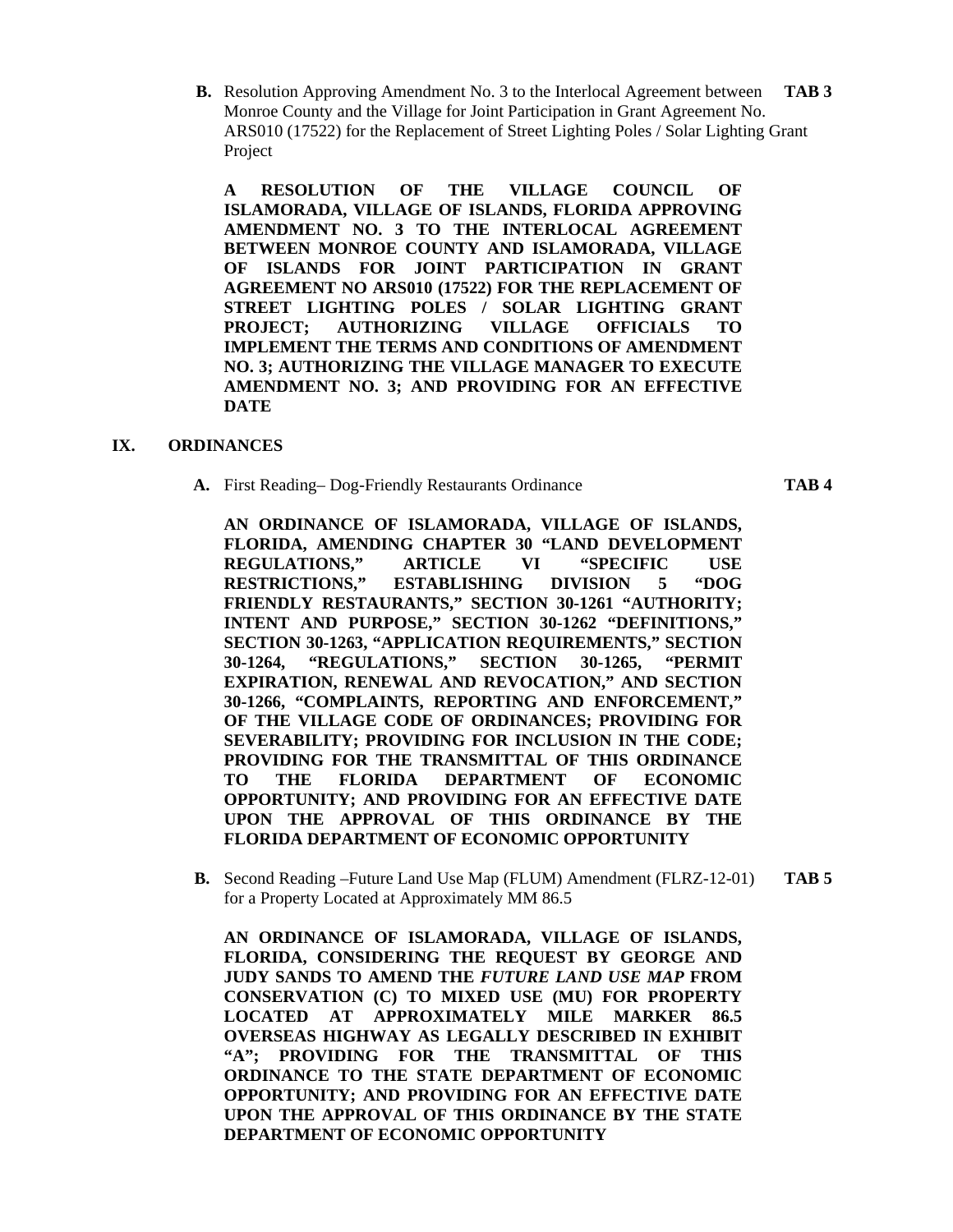**B.** Resolution Approving Amendment No. 3 to the Interlocal Agreement between Monroe County and the Village for Joint Participation in Grant Agreement No. ARS010 (17522) for the Replacement of Street Lighting Poles / Solar Lighting Grant Project **TAB 3**

**A RESOLUTION OF THE VILLAGE COUNCIL OF ISLAMORADA, VILLAGE OF ISLANDS, FLORIDA APPROVING AMENDMENT NO. 3 TO THE INTERLOCAL AGREEMENT BETWEEN MONROE COUNTY AND ISLAMORADA, VILLAGE OF ISLANDS FOR JOINT PARTICIPATION IN GRANT AGREEMENT NO ARS010 (17522) FOR THE REPLACEMENT OF STREET LIGHTING POLES / SOLAR LIGHTING GRANT PROJECT; AUTHORIZING VILLAGE OFFICIALS TO IMPLEMENT THE TERMS AND CONDITIONS OF AMENDMENT NO. 3; AUTHORIZING THE VILLAGE MANAGER TO EXECUTE AMENDMENT NO. 3; AND PROVIDING FOR AN EFFECTIVE DATE**

## IX. ORDINANCES

**A.** First Reading– Dog-Friendly Restaurants Ordinance **TAB 4**

**AN ORDINANCE OF ISLAMORADA, VILLAGE OF ISLANDS, FLORIDA, AMENDING CHAPTER 30 "LAND DEVELOPMENT REGULATIONS," ARTICLE VI "SPECIFIC USE RESTRICTIONS," ESTABLISHING DIVISION 5 "DOG FRIENDLY RESTAURANTS," SECTION 30-1261 "AUTHORITY; INTENT AND PURPOSE," SECTION 30-1262 "DEFINITIONS," SECTION 30-1263, "APPLICATION REQUIREMENTS," SECTION 30-1264, "REGULATIONS," SECTION 30-1265, "PERMIT EXPIRATION, RENEWAL AND REVOCATION," AND SECTION 30-1266, "COMPLAINTS, REPORTING AND ENFORCEMENT," OF THE VILLAGE CODE OF ORDINANCES; PROVIDING FOR SEVERABILITY; PROVIDING FOR INCLUSION IN THE CODE; PROVIDING FOR THE TRANSMITTAL OF THIS ORDINANCE TO THE FLORIDA DEPARTMENT OF ECONOMIC OPPORTUNITY; AND PROVIDING FOR AN EFFECTIVE DATE UPON THE APPROVAL OF THIS ORDINANCE BY THE FLORIDA DEPARTMENT OF ECONOMIC OPPORTUNITY**

**B.** Second Reading –Future Land Use Map (FLUM) Amendment (FLRZ-12-01) for a Property Located at Approximately MM 86.5 **TAB 5**

**AN ORDINANCE OF ISLAMORADA, VILLAGE OF ISLANDS, FLORIDA, CONSIDERING THE REQUEST BY GEORGE AND JUDY SANDS TO AMEND THE *FUTURE LAND USE MAP* FROM CONSERVATION (C) TO MIXED USE (MU) FOR PROPERTY LOCATED AT APPROXIMATELY MILE MARKER 86.5 OVERSEAS HIGHWAY AS LEGALLY DESCRIBED IN EXHIBIT "A"; PROVIDING FOR THE TRANSMITTAL OF THIS ORDINANCE TO THE STATE DEPARTMENT OF ECONOMIC OPPORTUNITY; AND PROVIDING FOR AN EFFECTIVE DATE UPON THE APPROVAL OF THIS ORDINANCE BY THE STATE DEPARTMENT OF ECONOMIC OPPORTUNITY**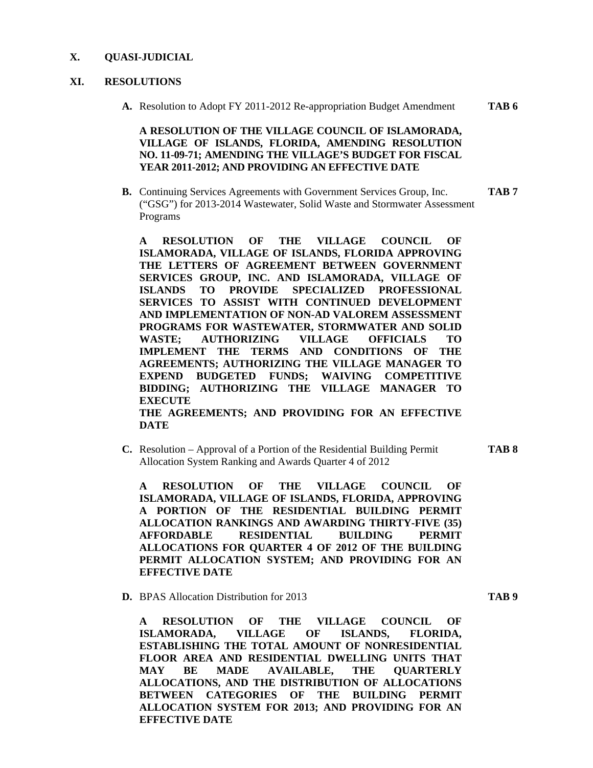## X. QUASI-JUDICIAL

## XI. RESOLUTIONS

**A.** Resolution to Adopt FY 2011-2012 Re-appropriation Budget Amendment **TAB 6**

**A RESOLUTION OF THE VILLAGE COUNCIL OF ISLAMORADA, VILLAGE OF ISLANDS, FLORIDA, AMENDING RESOLUTION NO. 11-09-71; AMENDING THE VILLAGE'S BUDGET FOR FISCAL YEAR 2011-2012; AND PROVIDING AN EFFECTIVE DATE**

**B.** Continuing Services Agreements with Government Services Group, Inc. ("GSG") for 2013-2014 Wastewater, Solid Waste and Stormwater Assessment Programs **TAB 7**

**A RESOLUTION OF THE VILLAGE COUNCIL OF ISLAMORADA, VILLAGE OF ISLANDS, FLORIDA APPROVING THE LETTERS OF AGREEMENT BETWEEN GOVERNMENT SERVICES GROUP, INC. AND ISLAMORADA, VILLAGE OF ISLANDS TO PROVIDE SPECIALIZED PROFESSIONAL SERVICES TO ASSIST WITH CONTINUED DEVELOPMENT AND IMPLEMENTATION OF NON-AD VALOREM ASSESSMENT PROGRAMS FOR WASTEWATER, STORMWATER AND SOLID WASTE; AUTHORIZING VILLAGE OFFICIALS TO IMPLEMENT THE TERMS AND CONDITIONS OF THE AGREEMENTS; AUTHORIZING THE VILLAGE MANAGER TO EXPEND BUDGETED FUNDS; WAIVING COMPETITIVE BIDDING; AUTHORIZING THE VILLAGE MANAGER TO EXECUTE THE AGREEMENTS; AND PROVIDING FOR AN EFFECTIVE DATE**

**C.** Resolution – Approval of a Portion of the Residential Building Permit Allocation System Ranking and Awards Quarter 4 of 2012 **TAB 8**

**A RESOLUTION OF THE VILLAGE COUNCIL OF ISLAMORADA, VILLAGE OF ISLANDS, FLORIDA, APPROVING A PORTION OF THE RESIDENTIAL BUILDING PERMIT ALLOCATION RANKINGS AND AWARDING THIRTY-FIVE (35) AFFORDABLE RESIDENTIAL BUILDING PERMIT ALLOCATIONS FOR QUARTER 4 OF 2012 OF THE BUILDING PERMIT ALLOCATION SYSTEM; AND PROVIDING FOR AN EFFECTIVE DATE**

**D.** BPAS Allocation Distribution for 2013 **TAB 9**

**A RESOLUTION OF THE VILLAGE COUNCIL OF ISLAMORADA, VILLAGE OF ISLANDS, FLORIDA, ESTABLISHING THE TOTAL AMOUNT OF NONRESIDENTIAL FLOOR AREA AND RESIDENTIAL DWELLING UNITS THAT MAY BE MADE AVAILABLE, THE QUARTERLY ALLOCATIONS, AND THE DISTRIBUTION OF ALLOCATIONS BETWEEN CATEGORIES OF THE BUILDING PERMIT ALLOCATION SYSTEM FOR 2013; AND PROVIDING FOR AN EFFECTIVE DATE**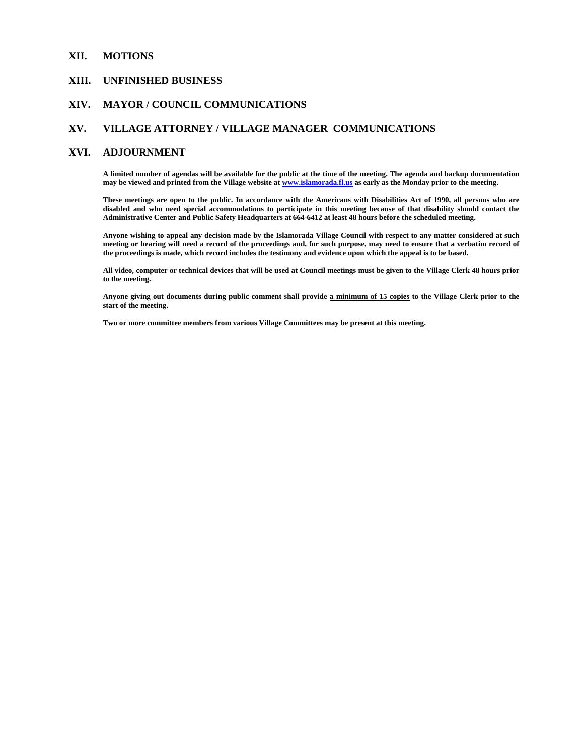## XII. MOTIONS

## XIII. UNFINISHED BUSINESS

## XIV. MAYOR / COUNCIL COMMUNICATIONS

## XV. VILLAGE ATTORNEY / VILLAGE MANAGER COMMUNICATIONS

## XVI. ADJOURNMENT

**A limited number of agendas will be available for the public at the time of the meeting. The agenda and backup documentation may be viewed and printed from the Village website at [www.islamorada.fl.us](http://www.islamorada.fl.us) as early as the Monday prior to the meeting.**

**These meetings are open to the public. In accordance with the Americans with Disabilities Act of 1990, all persons who are disabled and who need special accommodations to participate in this meeting because of that disability should contact the Administrative Center and Public Safety Headquarters at 664-6412 at least 48 hours before the scheduled meeting.**

**Anyone wishing to appeal any decision made by the Islamorada Village Council with respect to any matter considered at such meeting or hearing will need a record of the proceedings and, for such purpose, may need to ensure that a verbatim record of the proceedings is made, which record includes the testimony and evidence upon which the appeal is to be based.**

**All video, computer or technical devices that will be used at Council meetings must be given to the Village Clerk 48 hours prior to the meeting.**

**Anyone giving out documents during public comment shall provide <u>a minimum of 15 copies</u> to the Village Clerk prior to the start of the meeting.**

**Two or more committee members from various Village Committees may be present at this meeting.**